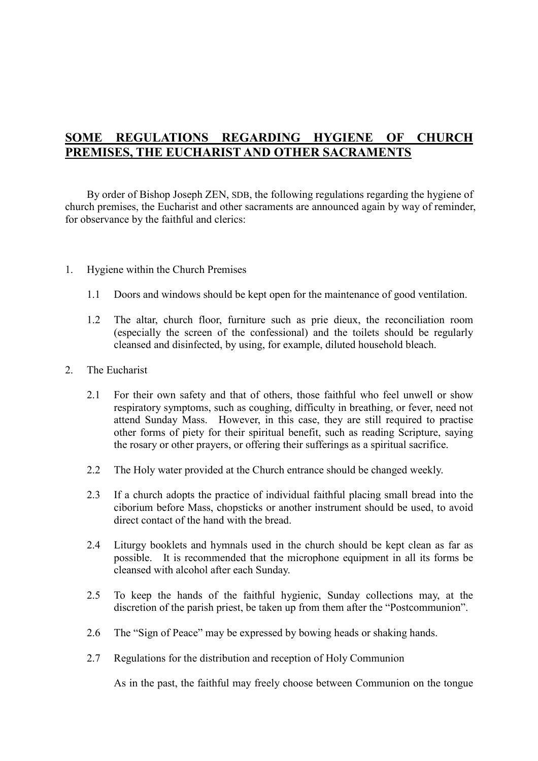# SOME REGULATIONS REGARDING HYGIENE OF CHURCH PREMISES, THE EUCHARIST AND OTHER SACRAMENTS

By order of Bishop Joseph ZEN, SDB, the following regulations regarding the hygiene of church premises, the Eucharist and other sacraments are announced again by way of reminder, for observance by the faithful and clerics:

1. Hygiene within the Church Premises

    1.1 Doors and windows should be kept open for the maintenance of good ventilation.

    1.2 The altar, church floor, furniture such as prie dieux, the reconciliation room (especially the screen of the confessional) and the toilets should be regularly cleansed and disinfected, by using, for example, diluted household bleach.

2. The Eucharist

    2.1 For their own safety and that of others, those faithful who feel unwell or show respiratory symptoms, such as coughing, difficulty in breathing, or fever, need not attend Sunday Mass. However, in this case, they are still required to practise other forms of piety for their spiritual benefit, such as reading Scripture, saying the rosary or other prayers, or offering their sufferings as a spiritual sacrifice.

    2.2 The Holy water provided at the Church entrance should be changed weekly.

    2.3 If a church adopts the practice of individual faithful placing small bread into the ciborium before Mass, chopsticks or another instrument should be used, to avoid direct contact of the hand with the bread.

    2.4 Liturgy booklets and hymnals used in the church should be kept clean as far as possible. It is recommended that the microphone equipment in all its forms be cleansed with alcohol after each Sunday.

    2.5 To keep the hands of the faithful hygienic, Sunday collections may, at the discretion of the parish priest, be taken up from them after the "Postcommunion".

    2.6 The "Sign of Peace" may be expressed by bowing heads or shaking hands.

    2.7 Regulations for the distribution and reception of Holy Communion

    As in the past, the faithful may freely choose between Communion on the tongue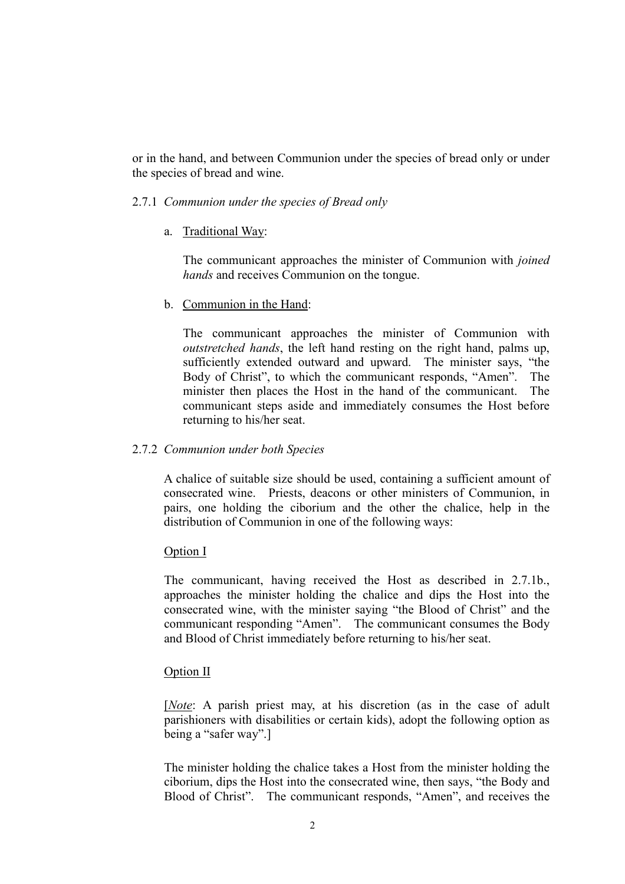or in the hand, and between Communion under the species of bread only or under the species of bread and wine.

2.7.1 *Communion under the species of Bread only*

a. Traditional Way:

The communicant approaches the minister of Communion with *joined hands* and receives Communion on the tongue.

b. Communion in the Hand:

The communicant approaches the minister of Communion with *outstretched hands*, the left hand resting on the right hand, palms up, sufficiently extended outward and upward. The minister says, "the Body of Christ", to which the communicant responds, "Amen". The minister then places the Host in the hand of the communicant. The communicant steps aside and immediately consumes the Host before returning to his/her seat.

2.7.2 *Communion under both Species*

A chalice of suitable size should be used, containing a sufficient amount of consecrated wine. Priests, deacons or other ministers of Communion, in pairs, one holding the ciborium and the other the chalice, help in the distribution of Communion in one of the following ways:

Option I

The communicant, having received the Host as described in 2.7.1b., approaches the minister holding the chalice and dips the Host into the consecrated wine, with the minister saying "the Blood of Christ" and the communicant responding "Amen". The communicant consumes the Body and Blood of Christ immediately before returning to his/her seat.

Option II

[*Note*: A parish priest may, at his discretion (as in the case of adult parishioners with disabilities or certain kids), adopt the following option as being a "safer way".]

The minister holding the chalice takes a Host from the minister holding the ciborium, dips the Host into the consecrated wine, then says, "the Body and Blood of Christ". The communicant responds, "Amen", and receives the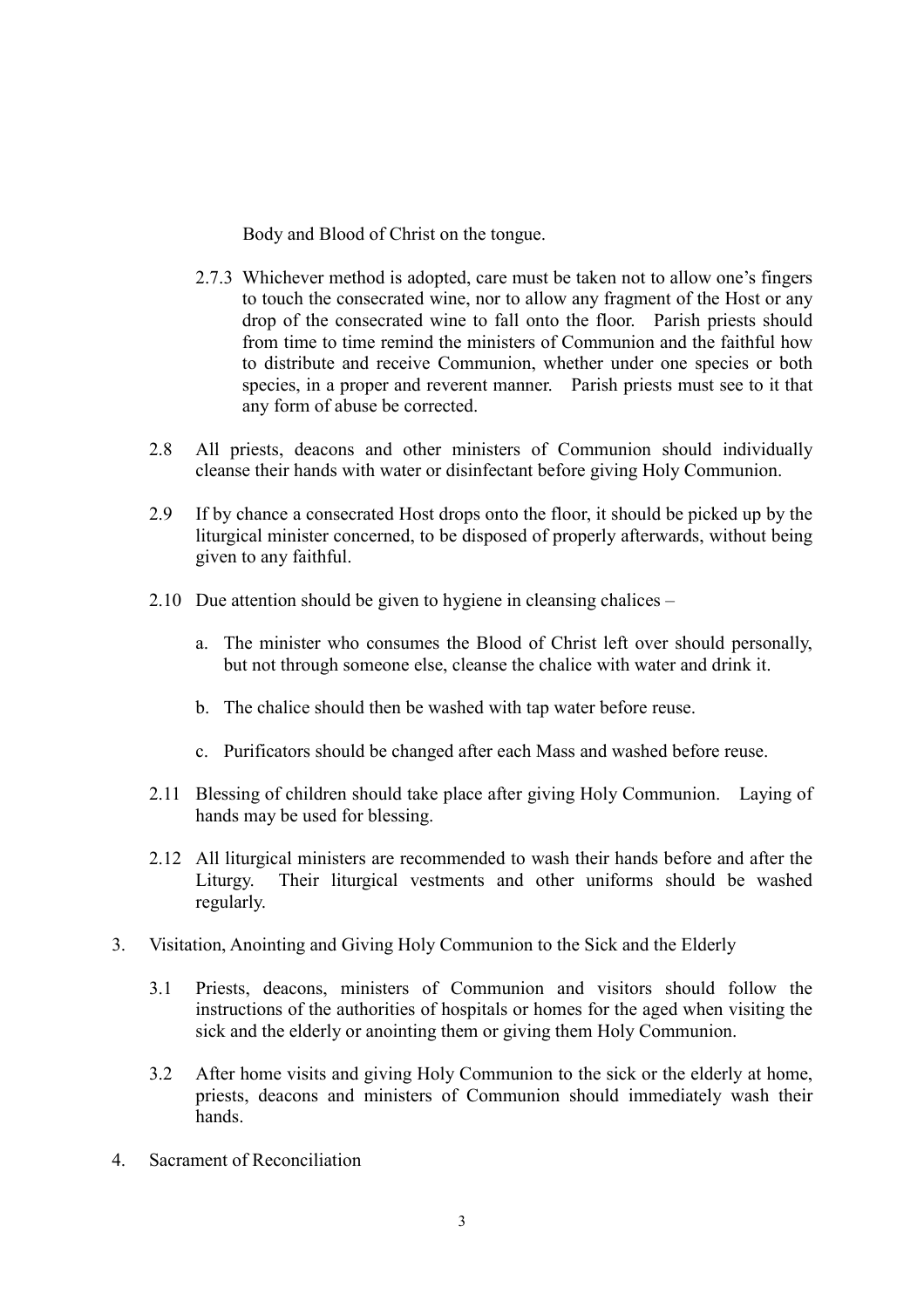Body and Blood of Christ on the tongue.

2.7.3 Whichever method is adopted, care must be taken not to allow one's fingers to touch the consecrated wine, nor to allow any fragment of the Host or any drop of the consecrated wine to fall onto the floor. Parish priests should from time to time remind the ministers of Communion and the faithful how to distribute and receive Communion, whether under one species or both species, in a proper and reverent manner. Parish priests must see to it that any form of abuse be corrected.

2.8 All priests, deacons and other ministers of Communion should individually cleanse their hands with water or disinfectant before giving Holy Communion.

2.9 If by chance a consecrated Host drops onto the floor, it should be picked up by the liturgical minister concerned, to be disposed of properly afterwards, without being given to any faithful.

2.10 Due attention should be given to hygiene in cleansing chalices –

a. The minister who consumes the Blood of Christ left over should personally, but not through someone else, cleanse the chalice with water and drink it.

b. The chalice should then be washed with tap water before reuse.

c. Purificators should be changed after each Mass and washed before reuse.

2.11 Blessing of children should take place after giving Holy Communion. Laying of hands may be used for blessing.

2.12 All liturgical ministers are recommended to wash their hands before and after the Liturgy. Their liturgical vestments and other uniforms should be washed regularly.

3. Visitation, Anointing and Giving Holy Communion to the Sick and the Elderly

3.1 Priests, deacons, ministers of Communion and visitors should follow the instructions of the authorities of hospitals or homes for the aged when visiting the sick and the elderly or anointing them or giving them Holy Communion.

3.2 After home visits and giving Holy Communion to the sick or the elderly at home, priests, deacons and ministers of Communion should immediately wash their hands.

4. Sacrament of Reconciliation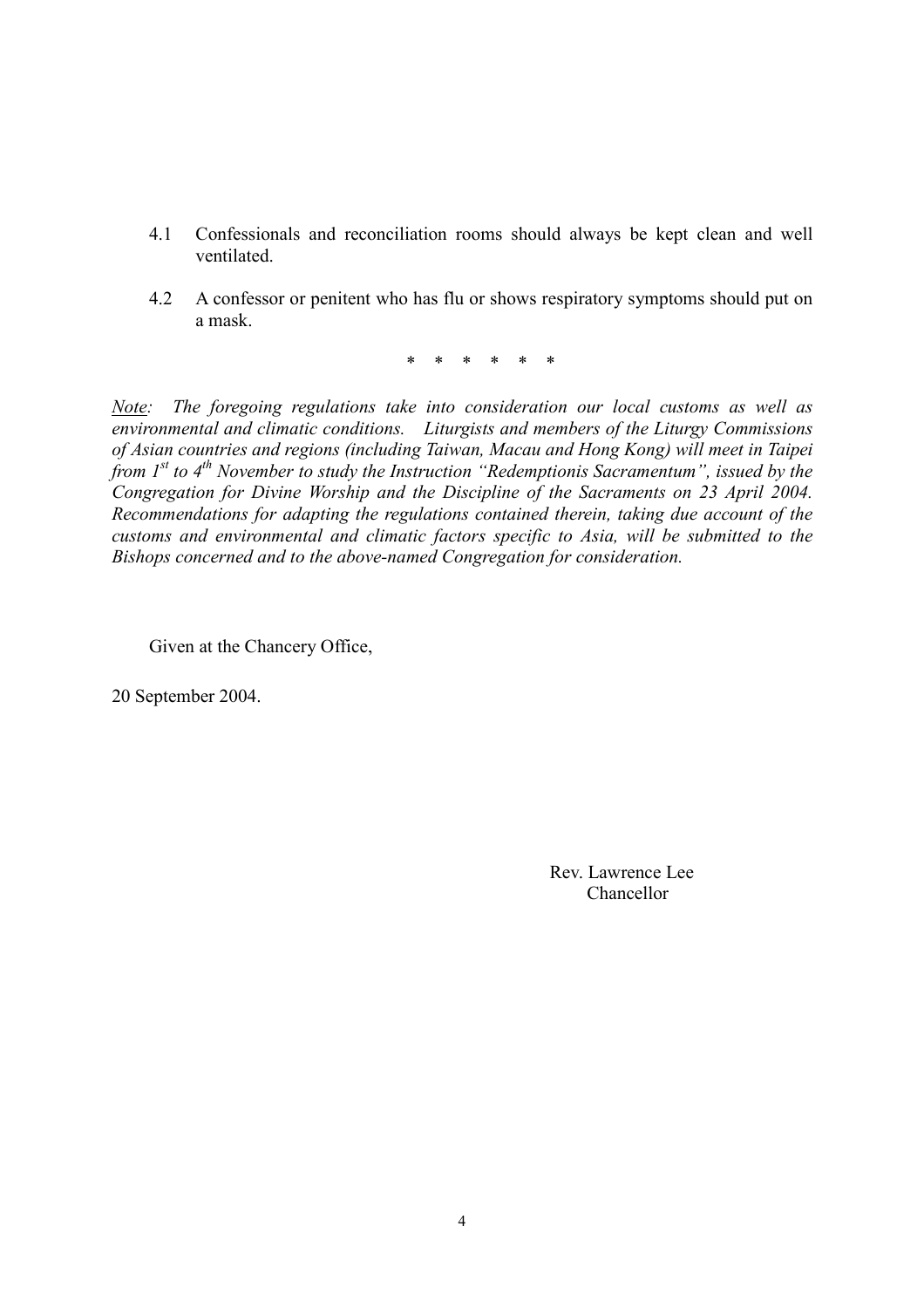4.1 Confessionals and reconciliation rooms should always be kept clean and well ventilated.

4.2 A confessor or penitent who has flu or shows respiratory symptoms should put on a mask.

\* \* \* \* \* \*

*Note: The foregoing regulations take into consideration our local customs as well as environmental and climatic conditions. Liturgists and members of the Liturgy Commissions of Asian countries and regions (including Taiwan, Macau and Hong Kong) will meet in Taipei from 1st to 4th November to study the Instruction "Redemptionis Sacramentum", issued by the Congregation for Divine Worship and the Discipline of the Sacraments on 23 April 2004. Recommendations for adapting the regulations contained therein, taking due account of the customs and environmental and climatic factors specific to Asia, will be submitted to the Bishops concerned and to the above-named Congregation for consideration.*

Given at the Chancery Office,

20 September 2004.

Rev. Lawrence Lee
Chancellor